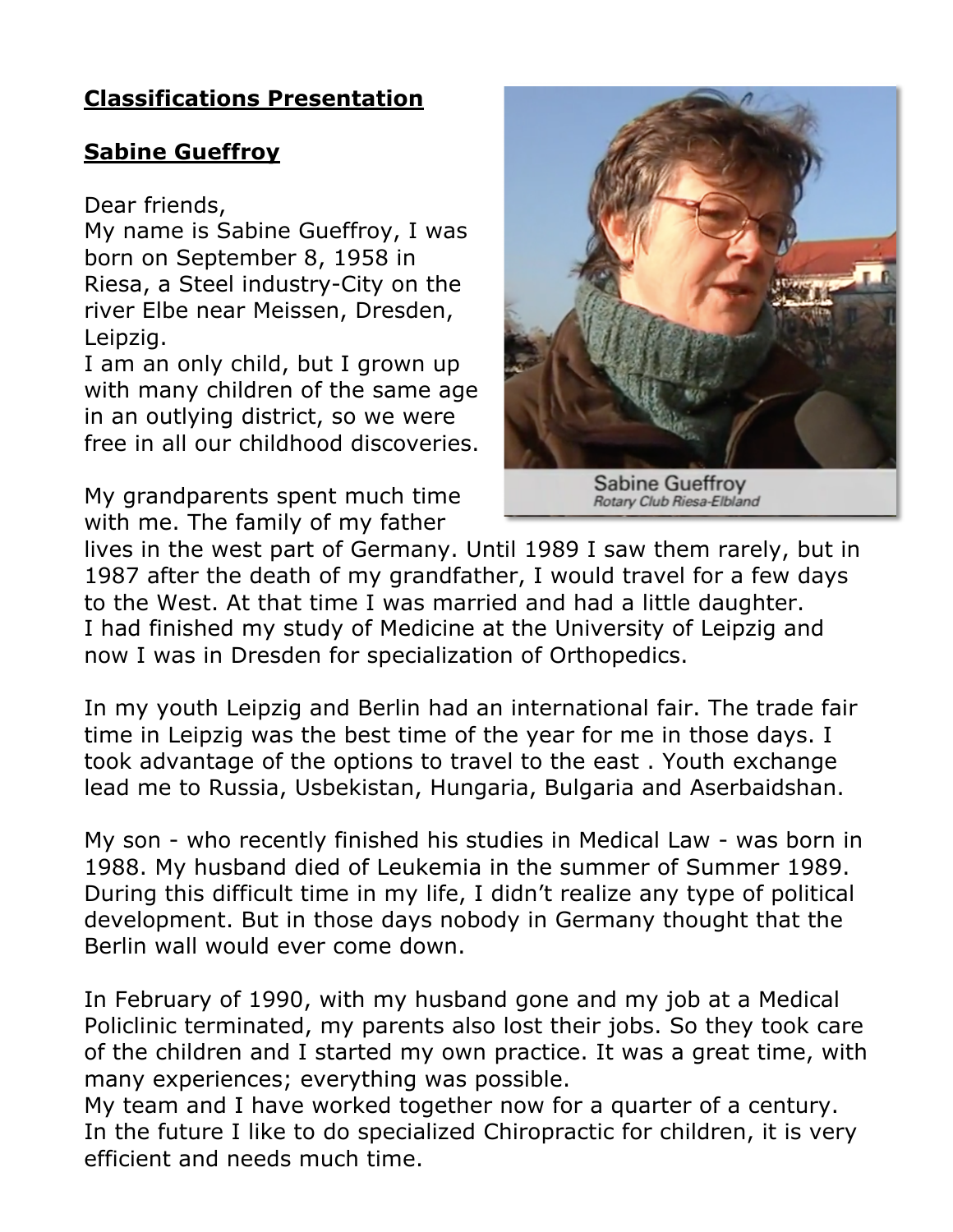**Classifications Presentation**

**Sabine Gueffroy**

Dear friends,
My name is Sabine Gueffroy, I was born on September 8, 1958 in Riesa, a Steel industry-City on the river Elbe near Meissen, Dresden, Leipzig.
I am an only child, but I grown up with many children of the same age in an outlying district, so we were free in all our childhood discoveries.

Sabine Gueffroy
*Rotary Club Riesa-Elbland*

My grandparents spent much time with me. The family of my father lives in the west part of Germany. Until 1989 I saw them rarely, but in 1987 after the death of my grandfather, I would travel for a few days to the West. At that time I was married and had a little daughter.
I had finished my study of Medicine at the University of Leipzig and now I was in Dresden for specialization of Orthopedics.

In my youth Leipzig and Berlin had an international fair. The trade fair time in Leipzig was the best time of the year for me in those days. I took advantage of the options to travel to the east . Youth exchange lead me to Russia, Usbekistan, Hungaria, Bulgaria and Aserbaidshan.

My son - who recently finished his studies in Medical Law - was born in 1988. My husband died of Leukemia in the summer of Summer 1989. During this difficult time in my life, I didn't realize any type of political development. But in those days nobody in Germany thought that the Berlin wall would ever come down.

In February of 1990, with my husband gone and my job at a Medical Policlinic terminated, my parents also lost their jobs. So they took care of the children and I started my own practice. It was a great time, with many experiences; everything was possible.
My team and I have worked together now for a quarter of a century.
In the future I like to do specialized Chiropractic for children, it is very efficient and needs much time.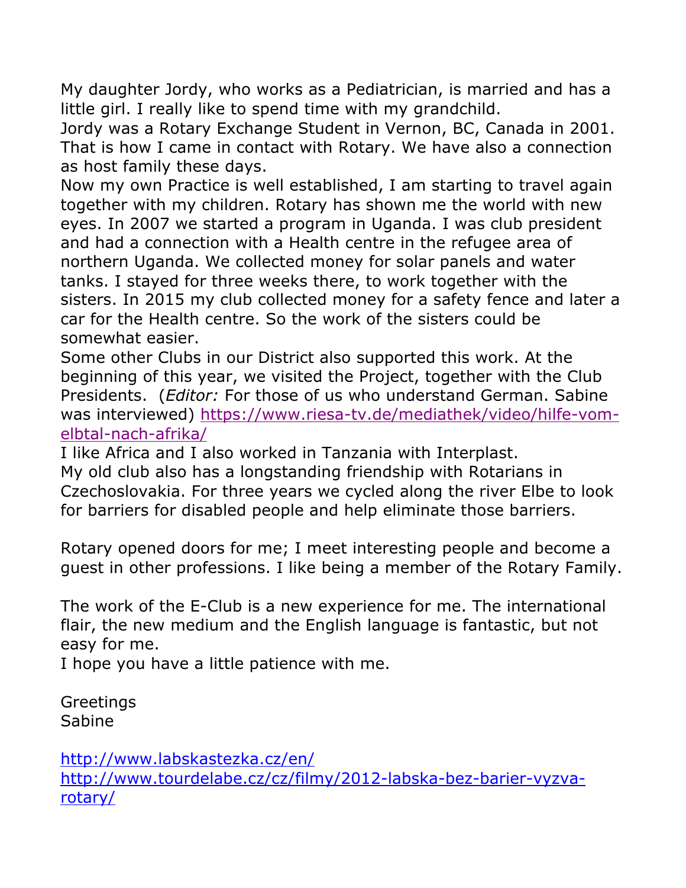My daughter Jordy, who works as a Pediatrician, is married and has a little girl. I really like to spend time with my grandchild.
Jordy was a Rotary Exchange Student in Vernon, BC, Canada in 2001. That is how I came in contact with Rotary. We have also a connection as host family these days.
Now my own Practice is well established, I am starting to travel again together with my children. Rotary has shown me the world with new eyes. In 2007 we started a program in Uganda. I was club president and had a connection with a Health centre in the refugee area of northern Uganda. We collected money for solar panels and water tanks. I stayed for three weeks there, to work together with the sisters. In 2015 my club collected money for a safety fence and later a car for the Health centre. So the work of the sisters could be somewhat easier.
Some other Clubs in our District also supported this work. At the beginning of this year, we visited the Project, together with the Club Presidents. (*Editor:* For those of us who understand German. Sabine was interviewed) https://www.riesa-tv.de/mediathek/video/hilfe-vom-elbtal-nach-afrika/
I like Africa and I also worked in Tanzania with Interplast.
My old club also has a longstanding friendship with Rotarians in Czechoslovakia. For three years we cycled along the river Elbe to look for barriers for disabled people and help eliminate those barriers.

Rotary opened doors for me; I meet interesting people and become a guest in other professions. I like being a member of the Rotary Family.

The work of the E-Club is a new experience for me. The international flair, the new medium and the English language is fantastic, but not easy for me.
I hope you have a little patience with me.

Greetings
Sabine

http://www.labskastezka.cz/en/
http://www.tourdelabe.cz/cz/filmy/2012-labska-bez-barier-vyzva-rotary/